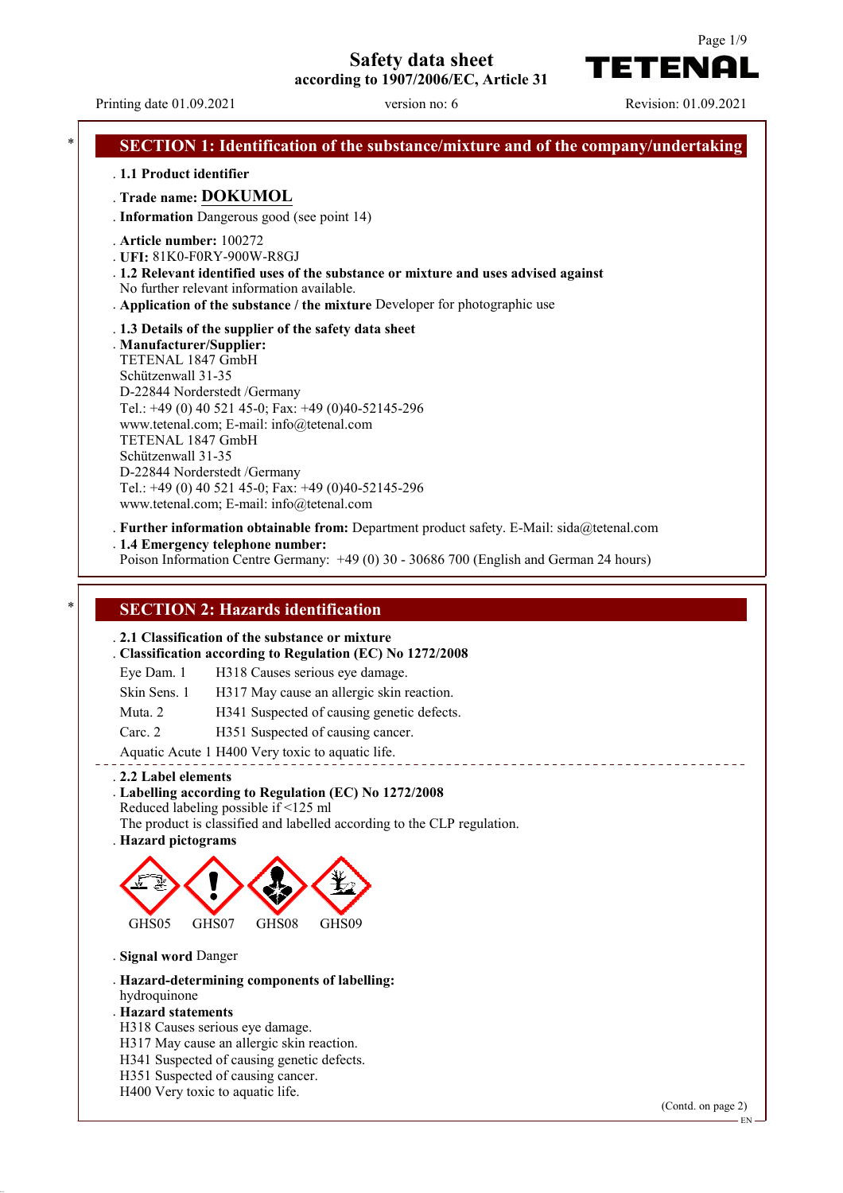# Safety data sheet
according to 1907/2006/EC, Article 31

Printing date 01.09.2021 version no: 6 Revision: 01.09.2021

## SECTION 1: Identification of the substance/mixture and of the company/undertaking

· **1.1 Product identifier**

· **Trade name: DOKUMOL**

· **Information** Dangerous good (see point 14)

· **Article number:** 100272

· **UFI:** 81K0-F0RY-900W-R8GJ

· **1.2 Relevant identified uses of the substance or mixture and uses advised against**
No further relevant information available.

· **Application of the substance / the mixture** Developer for photographic use

· **1.3 Details of the supplier of the safety data sheet**

· **Manufacturer/Supplier:**
TETENAL 1847 GmbH
Schützenwall 31-35
D-22844 Norderstedt /Germany
Tel.: +49 (0) 40 521 45-0; Fax: +49 (0)40-52145-296
www.tetenal.com; E-mail: info@tetenal.com
TETENAL 1847 GmbH
Schützenwall 31-35
D-22844 Norderstedt /Germany
Tel.: +49 (0) 40 521 45-0; Fax: +49 (0)40-52145-296
www.tetenal.com; E-mail: info@tetenal.com

· **Further information obtainable from:** Department product safety. E-Mail: sida@tetenal.com

· **1.4 Emergency telephone number:**
Poison Information Centre Germany: +49 (0) 30 - 30686 700 (English and German 24 hours)

## SECTION 2: Hazards identification

· **2.1 Classification of the substance or mixture**

· **Classification according to Regulation (EC) No 1272/2008**

| | |
|---|---|
| Eye Dam. 1 | H318 Causes serious eye damage. |
| Skin Sens. 1 | H317 May cause an allergic skin reaction. |
| Muta. 2 | H341 Suspected of causing genetic defects. |
| Carc. 2 | H351 Suspected of causing cancer. |
| Aquatic Acute 1 | H400 Very toxic to aquatic life. |

· **2.2 Label elements**

· **Labelling according to Regulation (EC) No 1272/2008**
Reduced labeling possible if <125 ml
The product is classified and labelled according to the CLP regulation.

· **Hazard pictograms**

GHS05 GHS07 GHS08 GHS09

· **Signal word** Danger

· **Hazard-determining components of labelling:**
hydroquinone

· **Hazard statements**
H318 Causes serious eye damage.
H317 May cause an allergic skin reaction.
H341 Suspected of causing genetic defects.
H351 Suspected of causing cancer.
H400 Very toxic to aquatic life.

(Contd. on page 2)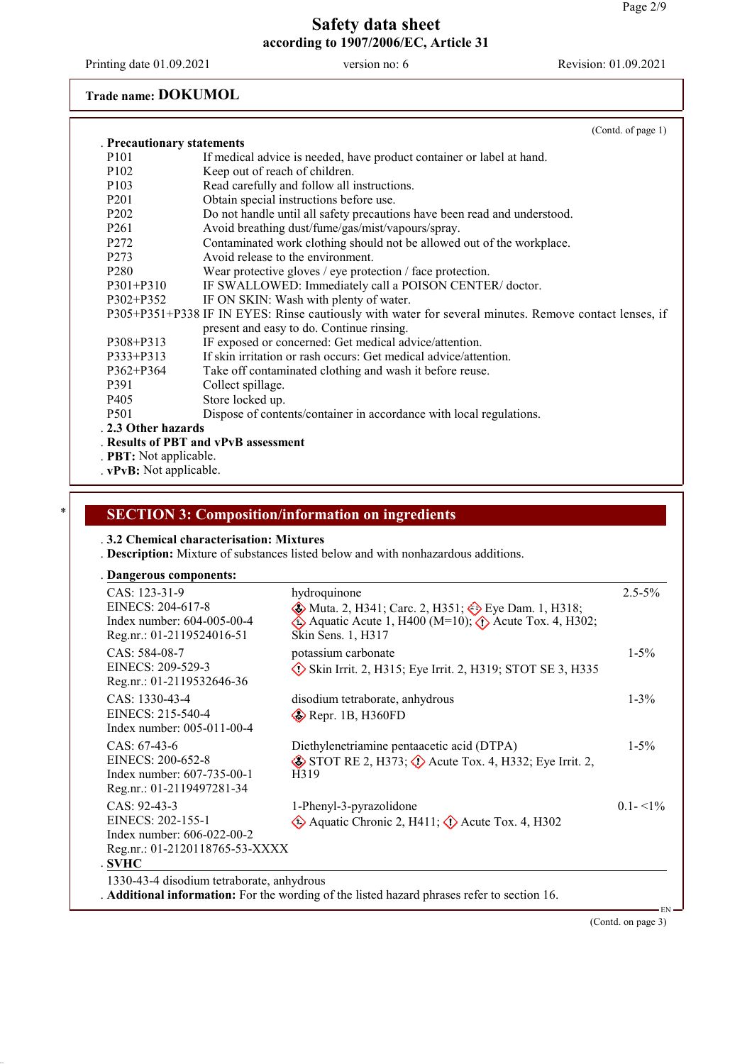**Trade name: DOKUMOL**

(Contd. of page 1)

. **Precautionary statements**

| | |
|---|---|
| P101 | If medical advice is needed, have product container or label at hand. |
| P102 | Keep out of reach of children. |
| P103 | Read carefully and follow all instructions. |
| P201 | Obtain special instructions before use. |
| P202 | Do not handle until all safety precautions have been read and understood. |
| P261 | Avoid breathing dust/fume/gas/mist/vapours/spray. |
| P272 | Contaminated work clothing should not be allowed out of the workplace. |
| P273 | Avoid release to the environment. |
| P280 | Wear protective gloves / eye protection / face protection. |
| P301+P310 | IF SWALLOWED: Immediately call a POISON CENTER/ doctor. |
| P302+P352 | IF ON SKIN: Wash with plenty of water. |
| P305+P351+P338 | IF IN EYES: Rinse cautiously with water for several minutes. Remove contact lenses, if present and easy to do. Continue rinsing. |
| P308+P313 | IF exposed or concerned: Get medical advice/attention. |
| P333+P313 | If skin irritation or rash occurs: Get medical advice/attention. |
| P362+P364 | Take off contaminated clothing and wash it before reuse. |
| P391 | Collect spillage. |
| P405 | Store locked up. |
| P501 | Dispose of contents/container in accordance with local regulations. |

. **2.3 Other hazards**

. **Results of PBT and vPvB assessment**

. **PBT:** Not applicable.

. **vPvB:** Not applicable.

## SECTION 3: Composition/information on ingredients

. **3.2 Chemical characterisation: Mixtures**

. **Description:** Mixture of substances listed below and with nonhazardous additions.

. **Dangerous components:**

| | | |
|---|---|---|
| CAS: 123-31-9<br>EINECS: 204-617-8<br>Index number: 604-005-00-4<br>Reg.nr.: 01-2119524016-51 | hydroquinone<br>Muta. 2, H341; Carc. 2, H351; Eye Dam. 1, H318; Aquatic Acute 1, H400 (M=10); Acute Tox. 4, H302; Skin Sens. 1, H317 | 2.5-5% |
| CAS: 584-08-7<br>EINECS: 209-529-3<br>Reg.nr.: 01-2119532646-36 | potassium carbonate<br>Skin Irrit. 2, H315; Eye Irrit. 2, H319; STOT SE 3, H335 | 1-5% |
| CAS: 1330-43-4<br>EINECS: 215-540-4<br>Index number: 005-011-00-4 | disodium tetraborate, anhydrous<br>Repr. 1B, H360FD | 1-3% |
| CAS: 67-43-6<br>EINECS: 200-652-8<br>Index number: 607-735-00-1<br>Reg.nr.: 01-2119497281-34 | Diethylenetriamine pentaacetic acid (DTPA)<br>STOT RE 2, H373; Acute Tox. 4, H332; Eye Irrit. 2, H319 | 1-5% |
| CAS: 92-43-3<br>EINECS: 202-155-1<br>Index number: 606-022-00-2<br>Reg.nr.: 01-2120118765-53-XXXX | 1-Phenyl-3-pyrazolidone<br>Aquatic Chronic 2, H411; Acute Tox. 4, H302 | 0.1- <1% |

. **SVHC**

1330-43-4 disodium tetraborate, anhydrous

. **Additional information:** For the wording of the listed hazard phrases refer to section 16.

(Contd. on page 3)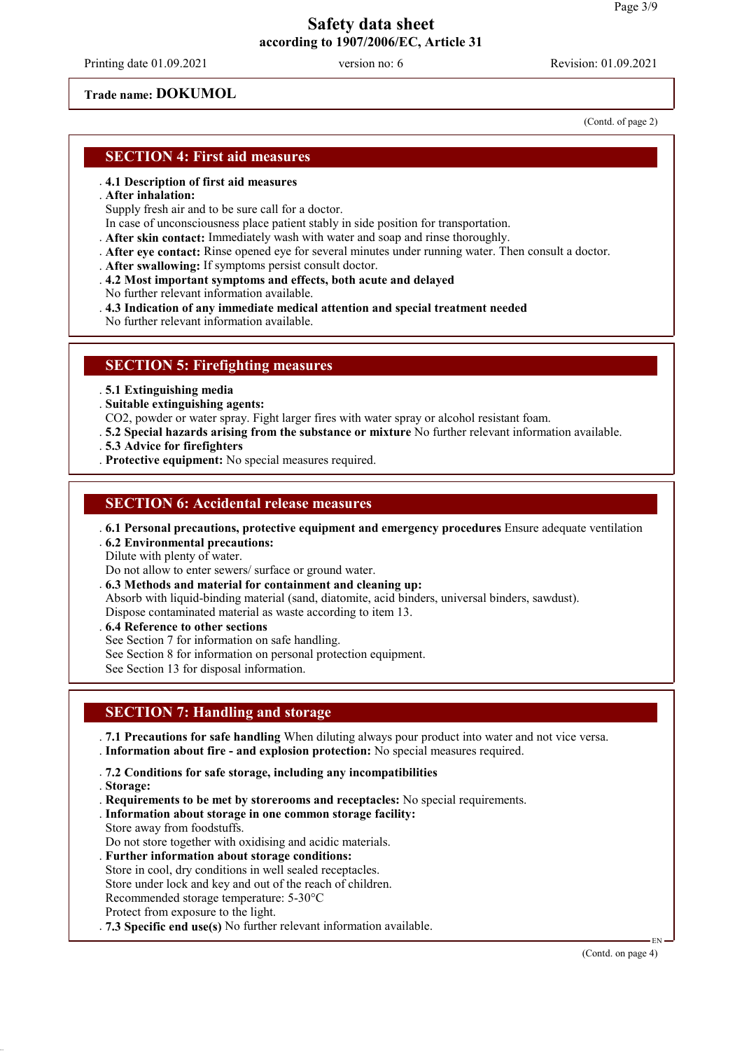Trade name: **DOKUMOL**

(Contd. of page 2)

## SECTION 4: First aid measures

- **4.1 Description of first aid measures**
- **After inhalation:**
  Supply fresh air and to be sure call for a doctor.
  In case of unconsciousness place patient stably in side position for transportation.
- **After skin contact:** Immediately wash with water and soap and rinse thoroughly.
- **After eye contact:** Rinse opened eye for several minutes under running water. Then consult a doctor.
- **After swallowing:** If symptoms persist consult doctor.
- **4.2 Most important symptoms and effects, both acute and delayed**
  No further relevant information available.
- **4.3 Indication of any immediate medical attention and special treatment needed**
  No further relevant information available.

## SECTION 5: Firefighting measures

- **5.1 Extinguishing media**
- **Suitable extinguishing agents:**
  $CO_2$, powder or water spray. Fight larger fires with water spray or alcohol resistant foam.
- **5.2 Special hazards arising from the substance or mixture** No further relevant information available.
- **5.3 Advice for firefighters**
- **Protective equipment:** No special measures required.

## SECTION 6: Accidental release measures

- **6.1 Personal precautions, protective equipment and emergency procedures** Ensure adequate ventilation
- **6.2 Environmental precautions:**
  Dilute with plenty of water.
  Do not allow to enter sewers/ surface or ground water.
- **6.3 Methods and material for containment and cleaning up:**
  Absorb with liquid-binding material (sand, diatomite, acid binders, universal binders, sawdust).
  Dispose contaminated material as waste according to item 13.
- **6.4 Reference to other sections**
  See Section 7 for information on safe handling.
  See Section 8 for information on personal protection equipment.
  See Section 13 for disposal information.

## SECTION 7: Handling and storage

- **7.1 Precautions for safe handling** When diluting always pour product into water and not vice versa.
- **Information about fire - and explosion protection:** No special measures required.

- **7.2 Conditions for safe storage, including any incompatibilities**
- **Storage:**
- **Requirements to be met by storerooms and receptacles:** No special requirements.
- **Information about storage in one common storage facility:**
  Store away from foodstuffs.
  Do not store together with oxidising and acidic materials.
- **Further information about storage conditions:**
  Store in cool, dry conditions in well sealed receptacles.
  Store under lock and key and out of the reach of children.
  Recommended storage temperature: 5-30°C
  Protect from exposure to the light.
- **7.3 Specific end use(s)** No further relevant information available.

(Contd. on page 4)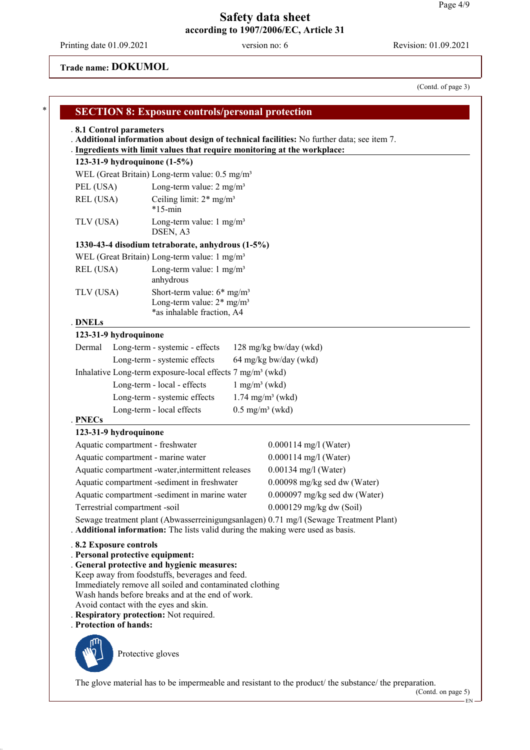Trade name: **DOKUMOL**

(Contd. of page 3)

## SECTION 8: Exposure controls/personal protection

**· 8.1 Control parameters**

**· Additional information about design of technical facilities:** No further data; see item 7.

**· Ingredients with limit values that require monitoring at the workplace:**

**123-31-9 hydroquinone (1-5%)**

| | |
|---|---|
| WEL (Great Britain) | Long-term value: 0.5 mg/m³ |
| PEL (USA) | Long-term value: 2 mg/m³ |
| REL (USA) | Ceiling limit: 2* mg/m³ *15-min |
| TLV (USA) | Long-term value: 1 mg/m³ DSEN, A3 |

**1330-43-4 disodium tetraborate, anhydrous (1-5%)**

| | |
|---|---|
| WEL (Great Britain) | Long-term value: 1 mg/m³ |
| REL (USA) | Long-term value: 1 mg/m³ anhydrous |
| TLV (USA) | Short-term value: 6* mg/m³ Long-term value: 2* mg/m³ *as inhalable fraction, A4 |

**· DNELs**

**123-31-9 hydroquinone**

| | | |
|---|---|---|
| Dermal | Long-term - systemic - effects | 128 mg/kg bw/day (wkd) |
| | Long-term - systemic effects | 64 mg/kg bw/day (wkd) |
| Inhalative | Long-term exposure-local effects | 7 mg/m³ (wkd) |
| | Long-term - local - effects | 1 mg/m³ (wkd) |
| | Long-term - systemic effects | 1.74 mg/m³ (wkd) |
| | Long-term - local effects | 0.5 mg/m³ (wkd) |

**· PNECs**

**123-31-9 hydroquinone**

| | |
|---|---|
| Aquatic compartment - freshwater | 0.000114 mg/l (Water) |
| Aquatic compartment - marine water | 0.000114 mg/l (Water) |
| Aquatic compartment -water,intermittent releases | 0.00134 mg/l (Water) |
| Aquatic compartment -sediment in freshwater | 0.00098 mg/kg sed dw (Water) |
| Aquatic compartment -sediment in marine water | 0.000097 mg/kg sed dw (Water) |
| Terrestrial compartment -soil | 0.000129 mg/kg dw (Soil) |
| Sewage treatment plant (Abwasserreinigungsanlagen) | 0.71 mg/l (Sewage Treatment Plant) |

**· Additional information:** The lists valid during the making were used as basis.

**· 8.2 Exposure controls**

**· Personal protective equipment:**

**· General protective and hygienic measures:**

Keep away from foodstuffs, beverages and feed.
Immediately remove all soiled and contaminated clothing
Wash hands before breaks and at the end of work.
Avoid contact with the eyes and skin.

**· Respiratory protection:** Not required.

**· Protection of hands:**

Protective gloves

The glove material has to be impermeable and resistant to the product/ the substance/ the preparation.

(Contd. on page 5)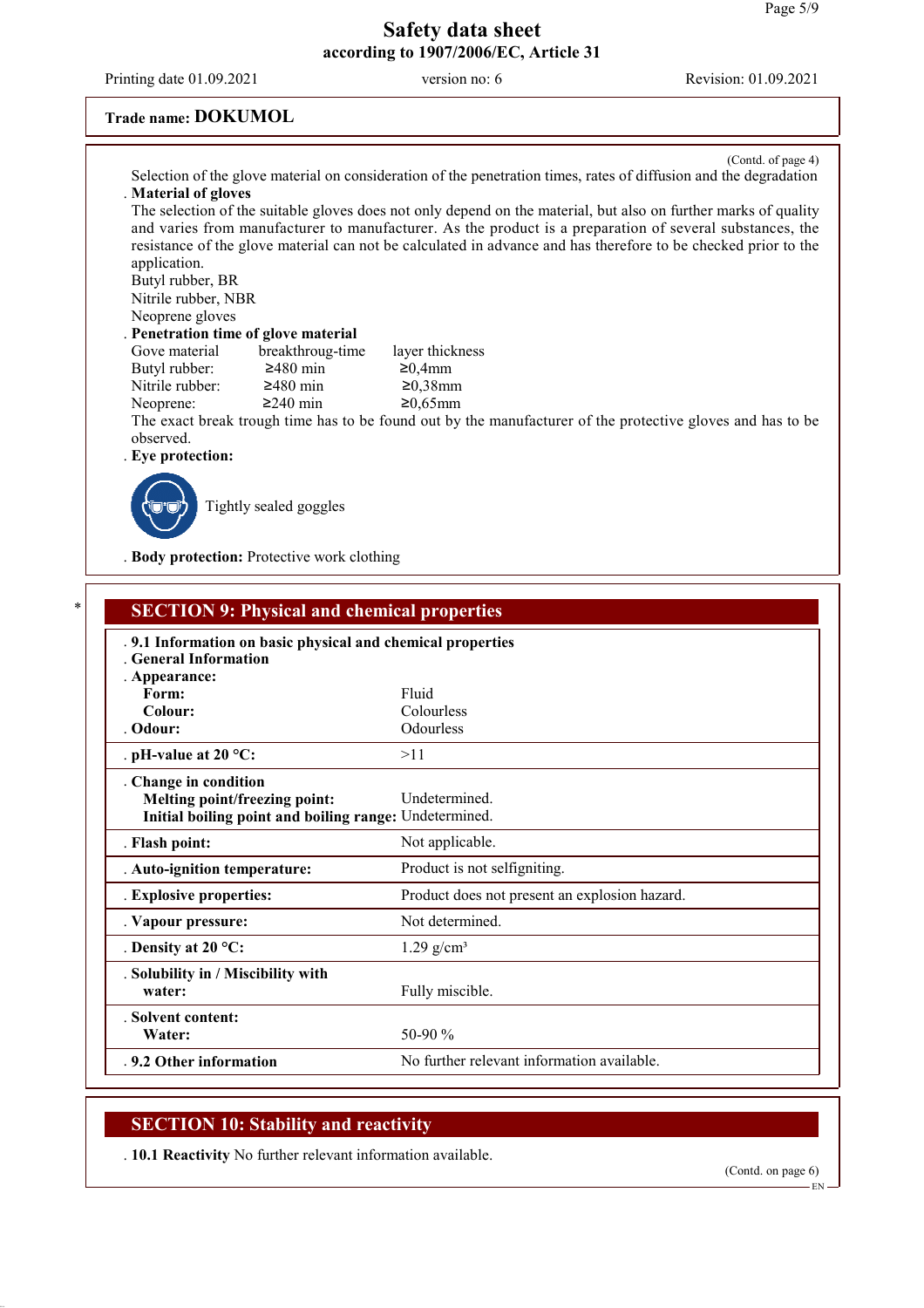Safety data sheet
according to 1907/2006/EC, Article 31

Printing date 01.09.2021 version no: 6 Revision: 01.09.2021

**Trade name: DOKUMOL**

(Contd. of page 4)

Selection of the glove material on consideration of the penetration times, rates of diffusion and the degradation

**Material of gloves**

The selection of the suitable gloves does not only depend on the material, but also on further marks of quality and varies from manufacturer to manufacturer. As the product is a preparation of several substances, the resistance of the glove material can not be calculated in advance and has therefore to be checked prior to the application.

Butyl rubber, BR
Nitrile rubber, NBR
Neoprene gloves

**Penetration time of glove material**

| Gove material | breakthroug-time | layer thickness |
|---|---|---|
| Butyl rubber: | ≥480 min | ≥0,4mm |
| Nitrile rubber: | ≥480 min | ≥0,38mm |
| Neoprene: | ≥240 min | ≥0,65mm |

The exact break trough time has to be found out by the manufacturer of the protective gloves and has to be observed.

**Eye protection:**

Tightly sealed goggles

**Body protection:** Protective work clothing

## SECTION 9: Physical and chemical properties

| | |
|---|---|
| **9.1 Information on basic physical and chemical properties** | |
| **General Information** | |
| **Appearance:** | |
| **Form:** | Fluid |
| **Colour:** | Colourless |
| **Odour:** | Odourless |
| **pH-value at 20 °C:** | >11 |
| **Change in condition** | |
| **Melting point/freezing point:** | Undetermined. |
| **Initial boiling point and boiling range:** | Undetermined. |
| **Flash point:** | Not applicable. |
| **Auto-ignition temperature:** | Product is not selfigniting. |
| **Explosive properties:** | Product does not present an explosion hazard. |
| **Vapour pressure:** | Not determined. |
| **Density at 20 °C:** | 1.29 g/cm³ |
| **Solubility in / Miscibility with water:** | Fully miscible. |
| **Solvent content:** | |
| **Water:** | 50-90 % |
| **9.2 Other information** | No further relevant information available. |

## SECTION 10: Stability and reactivity

**10.1 Reactivity** No further relevant information available.

(Contd. on page 6)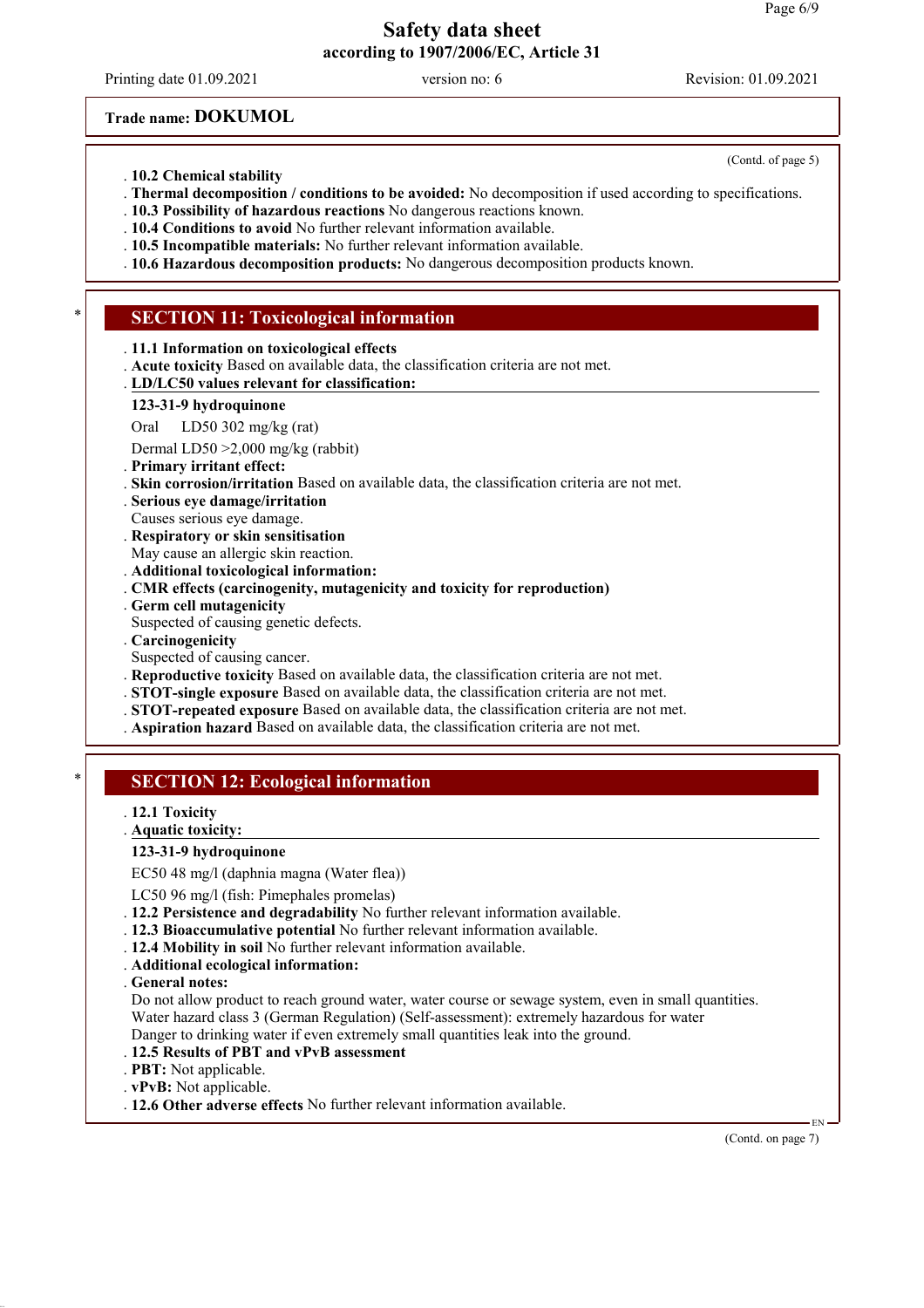Trade name: **DOKUMOL**

(Contd. of page 5)

- **10.2 Chemical stability**
- **Thermal decomposition / conditions to be avoided:** No decomposition if used according to specifications.
- **10.3 Possibility of hazardous reactions** No dangerous reactions known.
- **10.4 Conditions to avoid** No further relevant information available.
- **10.5 Incompatible materials:** No further relevant information available.
- **10.6 Hazardous decomposition products:** No dangerous decomposition products known.

## SECTION 11: Toxicological information

- **11.1 Information on toxicological effects**
- **Acute toxicity** Based on available data, the classification criteria are not met.
- **LD/LC50 values relevant for classification:**

**123-31-9 hydroquinone**

| | |
|---|---|
| Oral | LD50 302 mg/kg (rat) |
| Dermal | LD50 >2,000 mg/kg (rabbit) |

- **Primary irritant effect:**
- **Skin corrosion/irritation** Based on available data, the classification criteria are not met.
- **Serious eye damage/irritation**
  Causes serious eye damage.
- **Respiratory or skin sensitisation**
  May cause an allergic skin reaction.
- **Additional toxicological information:**
- **CMR effects (carcinogenity, mutagenicity and toxicity for reproduction)**
- **Germ cell mutagenicity**
  Suspected of causing genetic defects.
- **Carcinogenicity**
  Suspected of causing cancer.
- **Reproductive toxicity** Based on available data, the classification criteria are not met.
- **STOT-single exposure** Based on available data, the classification criteria are not met.
- **STOT-repeated exposure** Based on available data, the classification criteria are not met.
- **Aspiration hazard** Based on available data, the classification criteria are not met.

## SECTION 12: Ecological information

- **12.1 Toxicity**
- **Aquatic toxicity:**

**123-31-9 hydroquinone**

| | |
|---|---|
| EC50 | 48 mg/l (daphnia magna (Water flea)) |
| LC50 | 96 mg/l (fish: Pimephales promelas) |

- **12.2 Persistence and degradability** No further relevant information available.
- **12.3 Bioaccumulative potential** No further relevant information available.
- **12.4 Mobility in soil** No further relevant information available.
- **Additional ecological information:**
- **General notes:**
  Do not allow product to reach ground water, water course or sewage system, even in small quantities.
  Water hazard class 3 (German Regulation) (Self-assessment): extremely hazardous for water
  Danger to drinking water if even extremely small quantities leak into the ground.
- **12.5 Results of PBT and vPvB assessment**
- **PBT:** Not applicable.
- **vPvB:** Not applicable.
- **12.6 Other adverse effects** No further relevant information available.

(Contd. on page 7)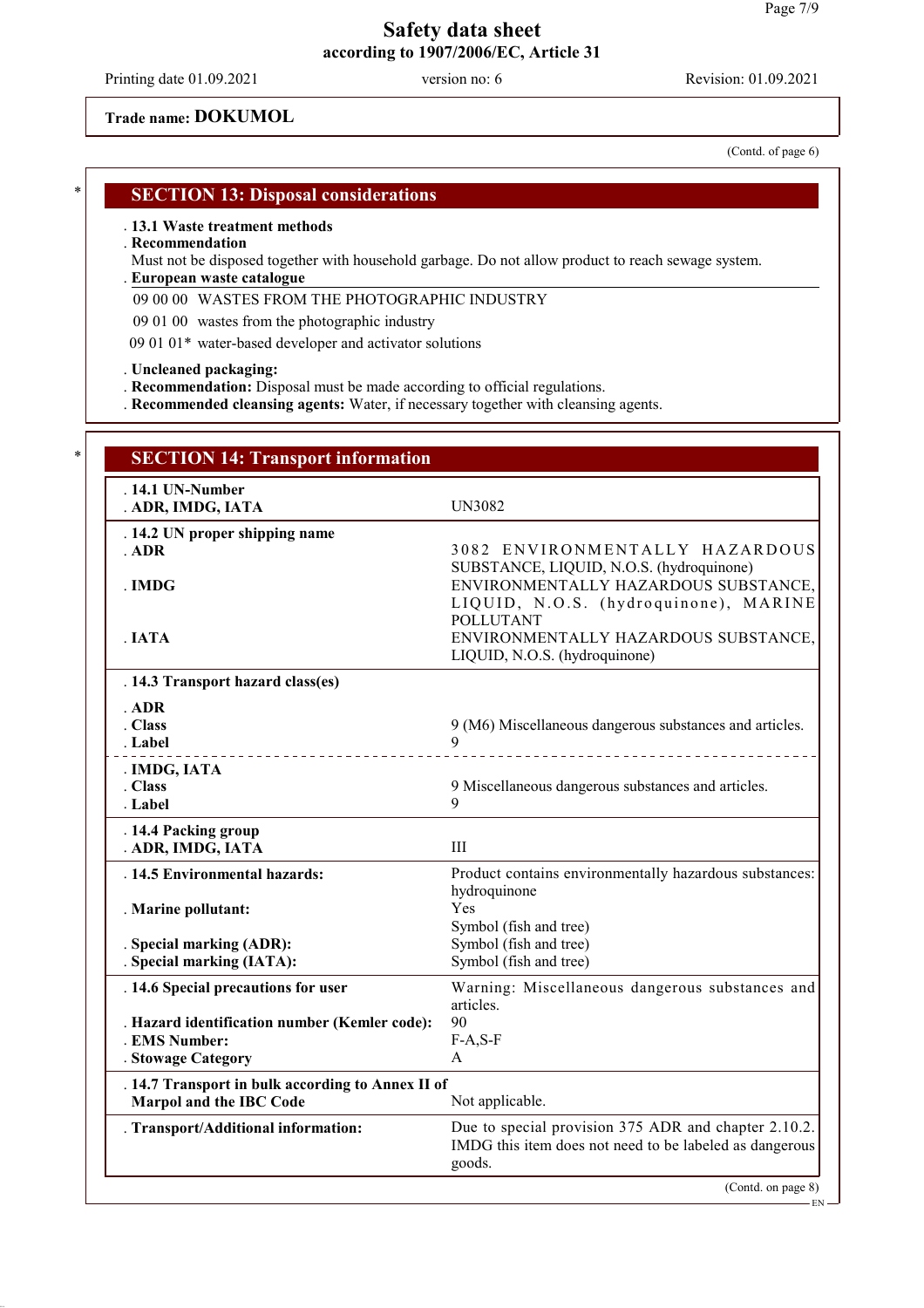**Trade name: DOKUMOL**

(Contd. of page 6)

## SECTION 13: Disposal considerations

- **13.1 Waste treatment methods**
- **Recommendation**

Must not be disposed together with household garbage. Do not allow product to reach sewage system.

- **European waste catalogue**

| | |
|---|---|
| 09 00 00 | WASTES FROM THE PHOTOGRAPHIC INDUSTRY |
| 09 01 00 | wastes from the photographic industry |
| 09 01 01* | water-based developer and activator solutions |

- **Uncleaned packaging:**
- **Recommendation:** Disposal must be made according to official regulations.
- **Recommended cleansing agents:** Water, if necessary together with cleansing agents.

## SECTION 14: Transport information

| | |
|---|---|
| **14.1 UN-Number** | |
| **ADR, IMDG, IATA** | UN3082 |
| **14.2 UN proper shipping name** | |
| **ADR** | 3082 ENVIRONMENTALLY HAZARDOUS SUBSTANCE, LIQUID, N.O.S. (hydroquinone) |
| **IMDG** | ENVIRONMENTALLY HAZARDOUS SUBSTANCE, LIQUID, N.O.S. (hydroquinone), MARINE POLLUTANT |
| **IATA** | ENVIRONMENTALLY HAZARDOUS SUBSTANCE, LIQUID, N.O.S. (hydroquinone) |
| **14.3 Transport hazard class(es)** | |
| **ADR** | |
| **Class** | 9 (M6) Miscellaneous dangerous substances and articles. |
| **Label** | 9 |
| **IMDG, IATA** | |
| **Class** | 9 Miscellaneous dangerous substances and articles. |
| **Label** | 9 |
| **14.4 Packing group** | |
| **ADR, IMDG, IATA** | III |
| **14.5 Environmental hazards:** | Product contains environmentally hazardous substances: hydroquinone |
| **Marine pollutant:** | Yes<br>Symbol (fish and tree) |
| **Special marking (ADR):** | Symbol (fish and tree) |
| **Special marking (IATA):** | Symbol (fish and tree) |
| **14.6 Special precautions for user** | Warning: Miscellaneous dangerous substances and articles. |
| **Hazard identification number (Kemler code):** | 90 |
| **EMS Number:** | F-A,S-F |
| **Stowage Category** | A |
| **14.7 Transport in bulk according to Annex II of Marpol and the IBC Code** | Not applicable. |
| **Transport/Additional information:** | Due to special provision 375 ADR and chapter 2.10.2. IMDG this item does not need to be labeled as dangerous goods. |

(Contd. on page 8)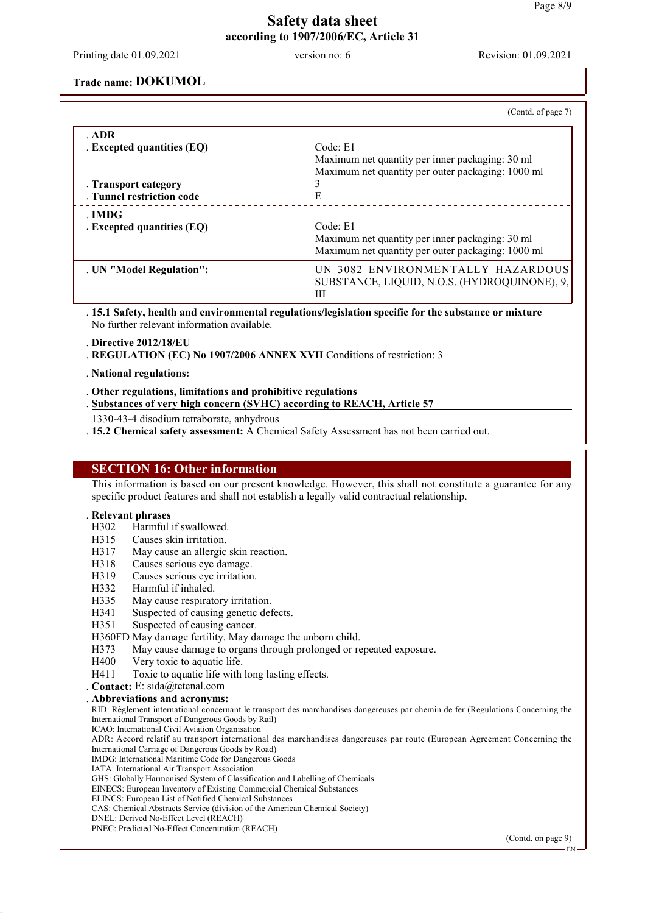**Trade name: DOKUMOL**

(Contd. of page 7)

| | |
|---|---|
| **. ADR** | |
| **. Excepted quantities (EQ)** | Code: E1<br>Maximum net quantity per inner packaging: 30 ml<br>Maximum net quantity per outer packaging: 1000 ml |
| **. Transport category** | 3 |
| **. Tunnel restriction code** | E |
| **. IMDG** | |
| **. Excepted quantities (EQ)** | Code: E1<br>Maximum net quantity per inner packaging: 30 ml<br>Maximum net quantity per outer packaging: 1000 ml |
| **. UN "Model Regulation":** | UN 3082 ENVIRONMENTALLY HAZARDOUS SUBSTANCE, LIQUID, N.O.S. (HYDROQUINONE), 9, III |

**. 15.1 Safety, health and environmental regulations/legislation specific for the substance or mixture**
No further relevant information available.

**. Directive 2012/18/EU**
**. REGULATION (EC) No 1907/2006 ANNEX XVII** Conditions of restriction: 3

**. National regulations:**

**. Other regulations, limitations and prohibitive regulations**
**. Substances of very high concern (SVHC) according to REACH, Article 57**

1330-43-4 disodium tetraborate, anhydrous

**. 15.2 Chemical safety assessment:** A Chemical Safety Assessment has not been carried out.

## SECTION 16: Other information

This information is based on our present knowledge. However, this shall not constitute a guarantee for any specific product features and shall not establish a legally valid contractual relationship.

**. Relevant phrases**

H302 Harmful if swallowed.
H315 Causes skin irritation.
H317 May cause an allergic skin reaction.
H318 Causes serious eye damage.
H319 Causes serious eye irritation.
H332 Harmful if inhaled.
H335 May cause respiratory irritation.
H341 Suspected of causing genetic defects.
H351 Suspected of causing cancer.
H360FD May damage fertility. May damage the unborn child.
H373 May cause damage to organs through prolonged or repeated exposure.
H400 Very toxic to aquatic life.
H411 Toxic to aquatic life with long lasting effects.

**. Contact:** E: sida@tetenal.com

**. Abbreviations and acronyms:**

RID: Règlement international concernant le transport des marchandises dangereuses par chemin de fer (Regulations Concerning the International Transport of Dangerous Goods by Rail)
ICAO: International Civil Aviation Organisation
ADR: Accord relatif au transport international des marchandises dangereuses par route (European Agreement Concerning the International Carriage of Dangerous Goods by Road)
IMDG: International Maritime Code for Dangerous Goods
IATA: International Air Transport Association
GHS: Globally Harmonised System of Classification and Labelling of Chemicals
EINECS: European Inventory of Existing Commercial Chemical Substances
ELINCS: European List of Notified Chemical Substances
CAS: Chemical Abstracts Service (division of the American Chemical Society)
DNEL: Derived No-Effect Level (REACH)
PNEC: Predicted No-Effect Concentration (REACH)

(Contd. on page 9)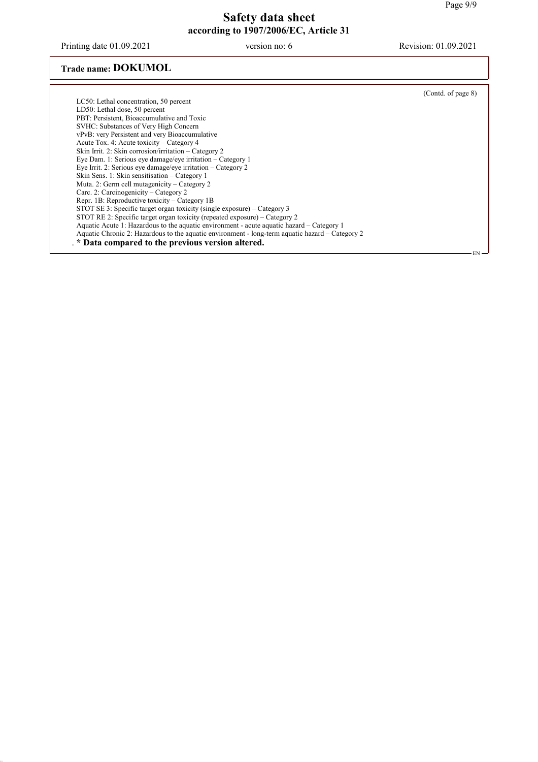(Contd. of page 8)

LC50: Lethal concentration, 50 percent
LD50: Lethal dose, 50 percent
PBT: Persistent, Bioaccumulative and Toxic
SVHC: Substances of Very High Concern
vPvB: very Persistent and very Bioaccumulative
Acute Tox. 4: Acute toxicity – Category 4
Skin Irrit. 2: Skin corrosion/irritation – Category 2
Eye Dam. 1: Serious eye damage/eye irritation – Category 1
Eye Irrit. 2: Serious eye damage/eye irritation – Category 2
Skin Sens. 1: Skin sensitisation – Category 1
Muta. 2: Germ cell mutagenicity – Category 2
Carc. 2: Carcinogenicity – Category 2
Repr. 1B: Reproductive toxicity – Category 1B
STOT SE 3: Specific target organ toxicity (single exposure) – Category 3
STOT RE 2: Specific target organ toxicity (repeated exposure) – Category 2
Aquatic Acute 1: Hazardous to the aquatic environment - acute aquatic hazard – Category 1
Aquatic Chronic 2: Hazardous to the aquatic environment - long-term aquatic hazard – Category 2

**. * Data compared to the previous version altered.**